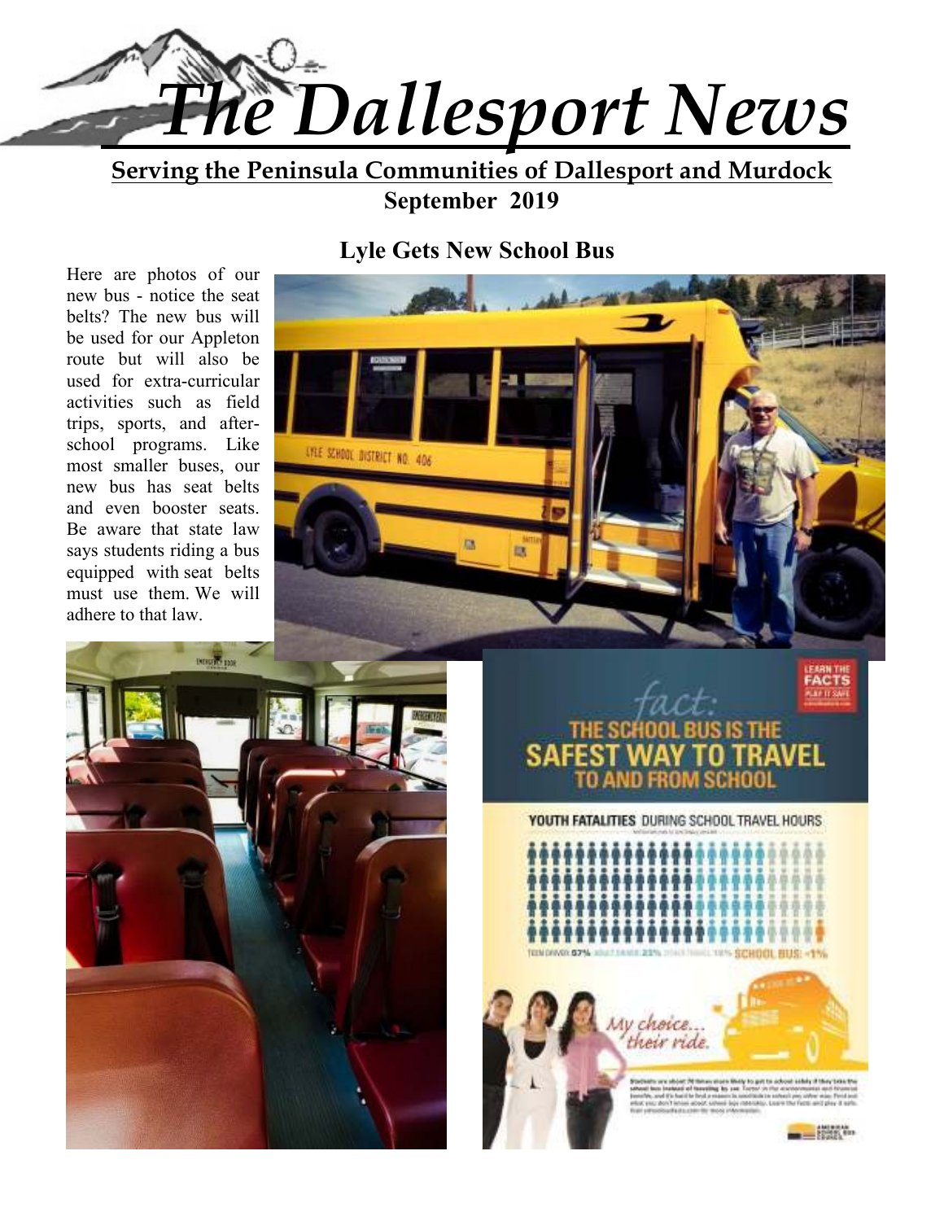# The Dallesport News

**Serving the Peninsula Communities of Dallesport and Murdock**

**September 2019**

## Lyle Gets New School Bus

Here are photos of our new bus - notice the seat belts? The new bus will be used for our Appleton route but will also be used for extra-curricular activities such as field trips, sports, and after-school programs. Like most smaller buses, our new bus has seat belts and even booster seats. Be aware that state law says students riding a bus equipped with seat belts must use them. We will adhere to that law.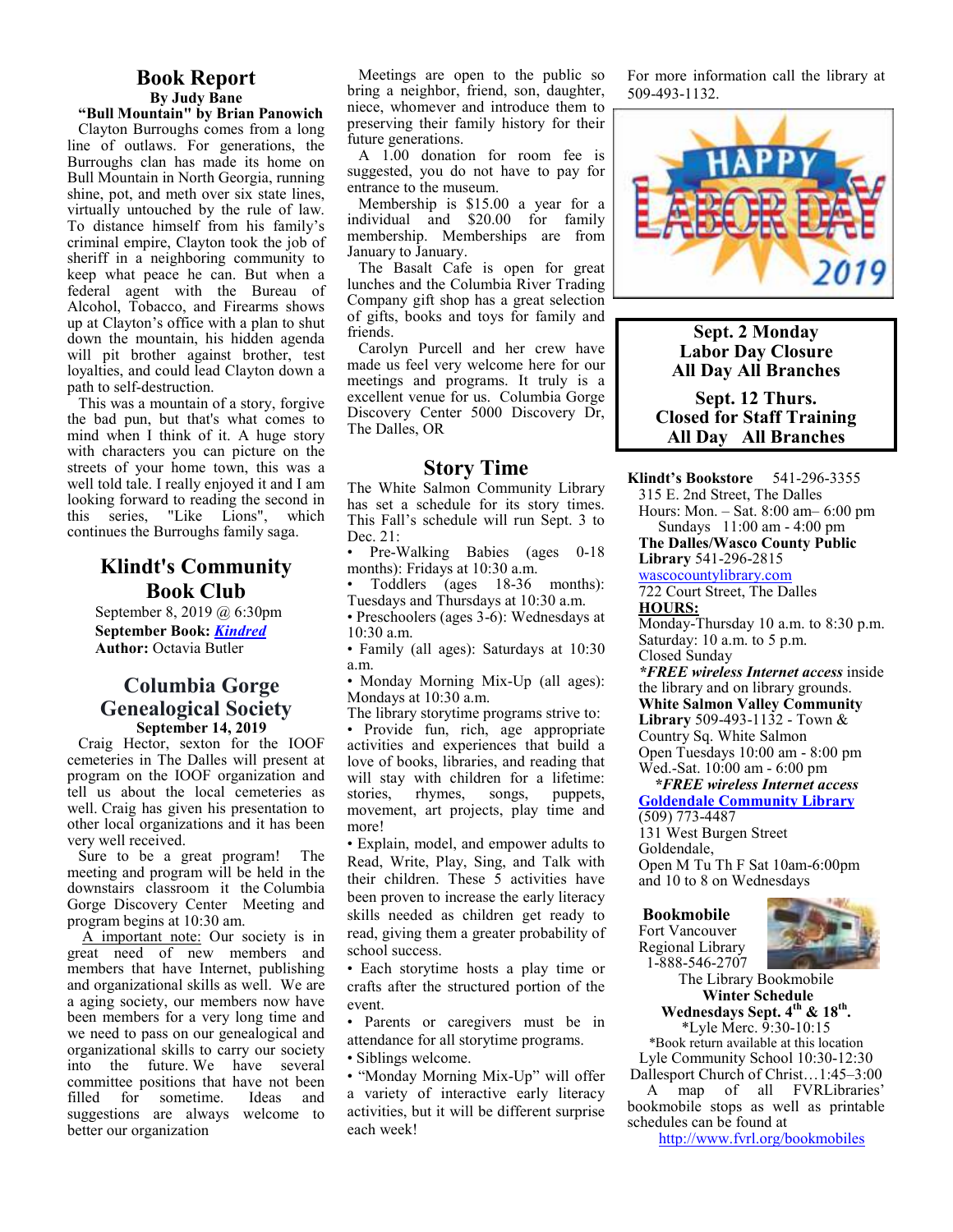## Book Report

**By Judy Bane**

**"Bull Mountain" by Brian Panowich**

Clayton Burroughs comes from a long line of outlaws. For generations, the Burroughs clan has made its home on Bull Mountain in North Georgia, running shine, pot, and meth over six state lines, virtually untouched by the rule of law. To distance himself from his family's criminal empire, Clayton took the job of sheriff in a neighboring community to keep what peace he can. But when a federal agent with the Bureau of Alcohol, Tobacco, and Firearms shows up at Clayton's office with a plan to shut down the mountain, his hidden agenda will pit brother against brother, test loyalties, and could lead Clayton down a path to self-destruction.

This was a mountain of a story, forgive the bad pun, but that's what comes to mind when I think of it. A huge story with characters you can picture on the streets of your home town, this was a well told tale. I really enjoyed it and I am looking forward to reading the second in this series, "Like Lions", which continues the Burroughs family saga.

## Klindt's Community Book Club

September 8, 2019 @ 6:30pm

**September Book:** ***Kindred***

**Author:** Octavia Butler

## Columbia Gorge Genealogical Society

**September 14, 2019**

Craig Hector, sexton for the IOOF cemeteries in The Dalles will present at program on the IOOF organization and tell us about the local cemeteries as well. Craig has given his presentation to other local organizations and it has been very well received.

Sure to be a great program! The meeting and program will be held in the downstairs classroom it the Columbia Gorge Discovery Center Meeting and program begins at 10:30 am.

A important note: Our society is in great need of new members and members that have Internet, publishing and organizational skills as well. We are a aging society, our members now have been members for a very long time and we need to pass on our genealogical and organizational skills to carry our society into the future. We have several committee positions that have not been filled for sometime. Ideas and suggestions are always welcome to better our organization

Meetings are open to the public so bring a neighbor, friend, son, daughter, niece, whomever and introduce them to preserving their family history for their future generations.

A 1.00 donation for room fee is suggested, you do not have to pay for entrance to the museum.

Membership is $15.00 a year for a individual and $20.00 for family membership. Memberships are from January to January.

The Basalt Cafe is open for great lunches and the Columbia River Trading Company gift shop has a great selection of gifts, books and toys for family and friends.

Carolyn Purcell and her crew have made us feel very welcome here for our meetings and programs. It truly is a excellent venue for us. Columbia Gorge Discovery Center 5000 Discovery Dr, The Dalles, OR

## Story Time

The White Salmon Community Library has set a schedule for its story times. This Fall's schedule will run Sept. 3 to Dec. 21:

- Pre-Walking Babies (ages 0-18 months): Fridays at 10:30 a.m.
- Toddlers (ages 18-36 months): Tuesdays and Thursdays at 10:30 a.m.
- Preschoolers (ages 3-6): Wednesdays at 10:30 a.m.
- Family (all ages): Saturdays at 10:30 a.m.
- Monday Morning Mix-Up (all ages): Mondays at 10:30 a.m.

The library storytime programs strive to:

- Provide fun, rich, age appropriate activities and experiences that build a love of books, libraries, and reading that will stay with children for a lifetime: stories, rhymes, songs, puppets, movement, art projects, play time and more!
- Explain, model, and empower adults to Read, Write, Play, Sing, and Talk with their children. These 5 activities have been proven to increase the early literacy skills needed as children get ready to read, giving them a greater probability of school success.
- Each storytime hosts a play time or crafts after the structured portion of the event.
- Parents or caregivers must be in attendance for all storytime programs.
- Siblings welcome.
- "Monday Morning Mix-Up" will offer a variety of interactive early literacy activities, but it will be different surprise each week!

For more information call the library at 509-493-1132.

HAPPY LABOR DAY 2019

**Sept. 2 Monday**
**Labor Day Closure**
**All Day All Branches**

**Sept. 12 Thurs.**
**Closed for Staff Training**
**All Day All Branches**

**Klindt's Bookstore** 541-296-3355
315 E. 2nd Street, The Dalles
Hours: Mon. – Sat. 8:00 am– 6:00 pm
Sundays 11:00 am - 4:00 pm

**The Dalles/Wasco County Public Library** 541-296-2815
wascocountylibrary.com
722 Court Street, The Dalles
**HOURS:**
Monday-Thursday 10 a.m. to 8:30 p.m.
Saturday: 10 a.m. to 5 p.m.
Closed Sunday
***FREE wireless Internet access*** inside the library and on library grounds.

**White Salmon Valley Community Library** 509-493-1132 - Town & Country Sq. White Salmon
Open Tuesdays 10:00 am - 8:00 pm
Wed.-Sat. 10:00 am - 6:00 pm
***FREE wireless Internet access***

**Goldendale Community Library**
(509) 773-4487
131 West Burgen Street
Goldendale,
Open M Tu Th F Sat 10am-6:00pm and 10 to 8 on Wednesdays

**Bookmobile**
Fort Vancouver Regional Library
1-888-546-2707

The Library Bookmobile
**Winter Schedule**
**Wednesdays Sept. 4th & 18th.**
*Lyle Merc. 9:30-10:15
*Book return available at this location
Lyle Community School 10:30-12:30
Dallesport Church of Christ…1:45–3:00

A map of all FVRLibraries' bookmobile stops as well as printable schedules can be found at http://www.fvrl.org/bookmobiles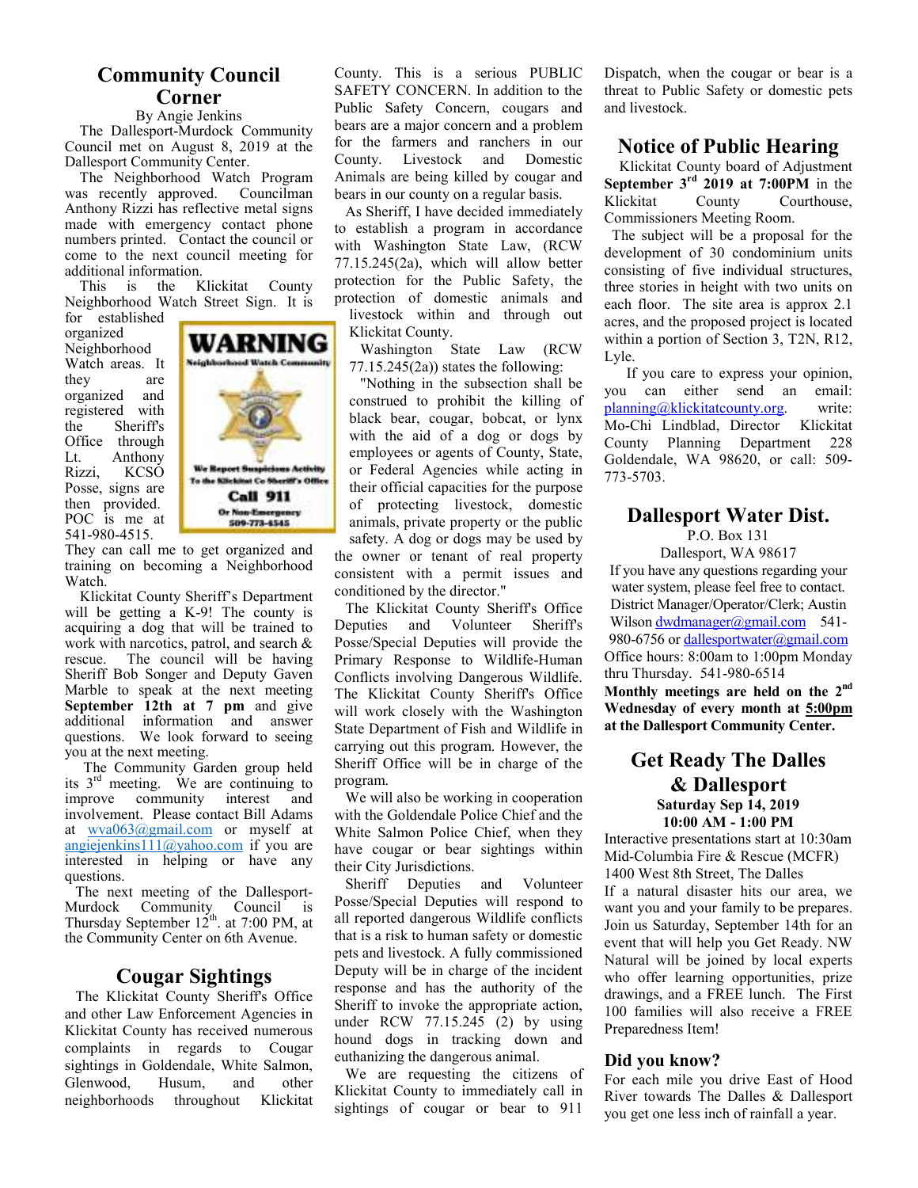## Community Council Corner

By Angie Jenkins

The Dallesport-Murdock Community Council met on August 8, 2019 at the Dallesport Community Center.

The Neighborhood Watch Program was recently approved. Councilman Anthony Rizzi has reflective metal signs made with emergency contact phone numbers printed. Contact the council or come to the next council meeting for additional information.

This is the Klickitat County Neighborhood Watch Street Sign. It is for established organized Neighborhood Watch areas. It they are organized and registered with the Sheriff's Office through Lt. Anthony Rizzi, KCSO Posse, signs are then provided. POC is me at 541-980-4515. They can call me to get organized and training on becoming a Neighborhood Watch.

WARNING
Neighborhood Watch Community
We Report Suspicious Activity To the Klickitat Co Sheriff's Office
Call 911
Or Non-Emergency 509-773-4545

Klickitat County Sheriff's Department will be getting a K-9! The county is acquiring a dog that will be trained to work with narcotics, patrol, and search & rescue. The council will be having Sheriff Bob Songer and Deputy Gaven Marble to speak at the next meeting **September 12th at 7 pm** and give additional information and answer questions. We look forward to seeing you at the next meeting.

The Community Garden group held its 3rd meeting. We are continuing to improve community interest and involvement. Please contact Bill Adams at wva063@gmail.com or myself at angiejenkins111@yahoo.com if you are interested in helping or have any questions.

The next meeting of the Dallesport-Murdock Community Council is Thursday September 12th. at 7:00 PM, at the Community Center on 6th Avenue.

## Cougar Sightings

The Klickitat County Sheriff's Office and other Law Enforcement Agencies in Klickitat County has received numerous complaints in regards to Cougar sightings in Goldendale, White Salmon, Glenwood, Husum, and other neighborhoods throughout Klickitat County. This is a serious PUBLIC SAFETY CONCERN. In addition to the Public Safety Concern, cougars and bears are a major concern and a problem for the farmers and ranchers in our County. Livestock and Domestic Animals are being killed by cougar and bears in our county on a regular basis.

As Sheriff, I have decided immediately to establish a program in accordance with Washington State Law, (RCW 77.15.245(2a), which will allow better protection for the Public Safety, the protection of domestic animals and livestock within and through out Klickitat County.

Washington State Law (RCW 77.15.245(2a)) states the following:

"Nothing in the subsection shall be construed to prohibit the killing of black bear, cougar, bobcat, or lynx with the aid of a dog or dogs by employees or agents of County, State, or Federal Agencies while acting in their official capacities for the purpose of protecting livestock, domestic animals, private property or the public safety. A dog or dogs may be used by the owner or tenant of real property consistent with a permit issues and conditioned by the director."

The Klickitat County Sheriff's Office Deputies and Volunteer Sheriff's Posse/Special Deputies will provide the Primary Response to Wildlife-Human Conflicts involving Dangerous Wildlife. The Klickitat County Sheriff's Office will work closely with the Washington State Department of Fish and Wildlife in carrying out this program. However, the Sheriff Office will be in charge of the program.

We will also be working in cooperation with the Goldendale Police Chief and the White Salmon Police Chief, when they have cougar or bear sightings within their City Jurisdictions.

Sheriff Deputies and Volunteer Posse/Special Deputies will respond to all reported dangerous Wildlife conflicts that is a risk to human safety or domestic pets and livestock. A fully commissioned Deputy will be in charge of the incident response and has the authority of the Sheriff to invoke the appropriate action, under RCW 77.15.245 (2) by using hound dogs in tracking down and euthanizing the dangerous animal.

We are requesting the citizens of Klickitat County to immediately call in sightings of cougar or bear to 911 Dispatch, when the cougar or bear is a threat to Public Safety or domestic pets and livestock.

## Notice of Public Hearing

Klickitat County board of Adjustment **September 3rd 2019 at 7:00PM** in the Klickitat County Courthouse, Commissioners Meeting Room.

The subject will be a proposal for the development of 30 condominium units consisting of five individual structures, three stories in height with two units on each floor. The site area is approx 2.1 acres, and the proposed project is located within a portion of Section 3, T2N, R12, Lyle.

If you care to express your opinion, you can either send an email: planning@klickitatcounty.org. write: Mo-Chi Lindblad, Director Klickitat County Planning Department 228 Goldendale, WA 98620, or call: 509-773-5703.

## Dallesport Water Dist.

P.O. Box 131
Dallesport, WA 98617

If you have any questions regarding your water system, please feel free to contact. District Manager/Operator/Clerk; Austin Wilson dwdmanager@gmail.com 541-980-6756 or dallesportwater@gmail.com

Office hours: 8:00am to 1:00pm Monday thru Thursday. 541-980-6514

**Monthly meetings are held on the 2nd Wednesday of every month at 5:00pm at the Dallesport Community Center.**

## Get Ready The Dalles & Dallesport

**Saturday Sep 14, 2019**
**10:00 AM - 1:00 PM**

Interactive presentations start at 10:30am
Mid-Columbia Fire & Rescue (MCFR)
1400 West 8th Street, The Dalles

If a natural disaster hits our area, we want you and your family to be prepares. Join us Saturday, September 14th for an event that will help you Get Ready. NW Natural will be joined by local experts who offer learning opportunities, prize drawings, and a FREE lunch. The First 100 families will also receive a FREE Preparedness Item!

### Did you know?

For each mile you drive East of Hood River towards The Dalles & Dallesport you get one less inch of rainfall a year.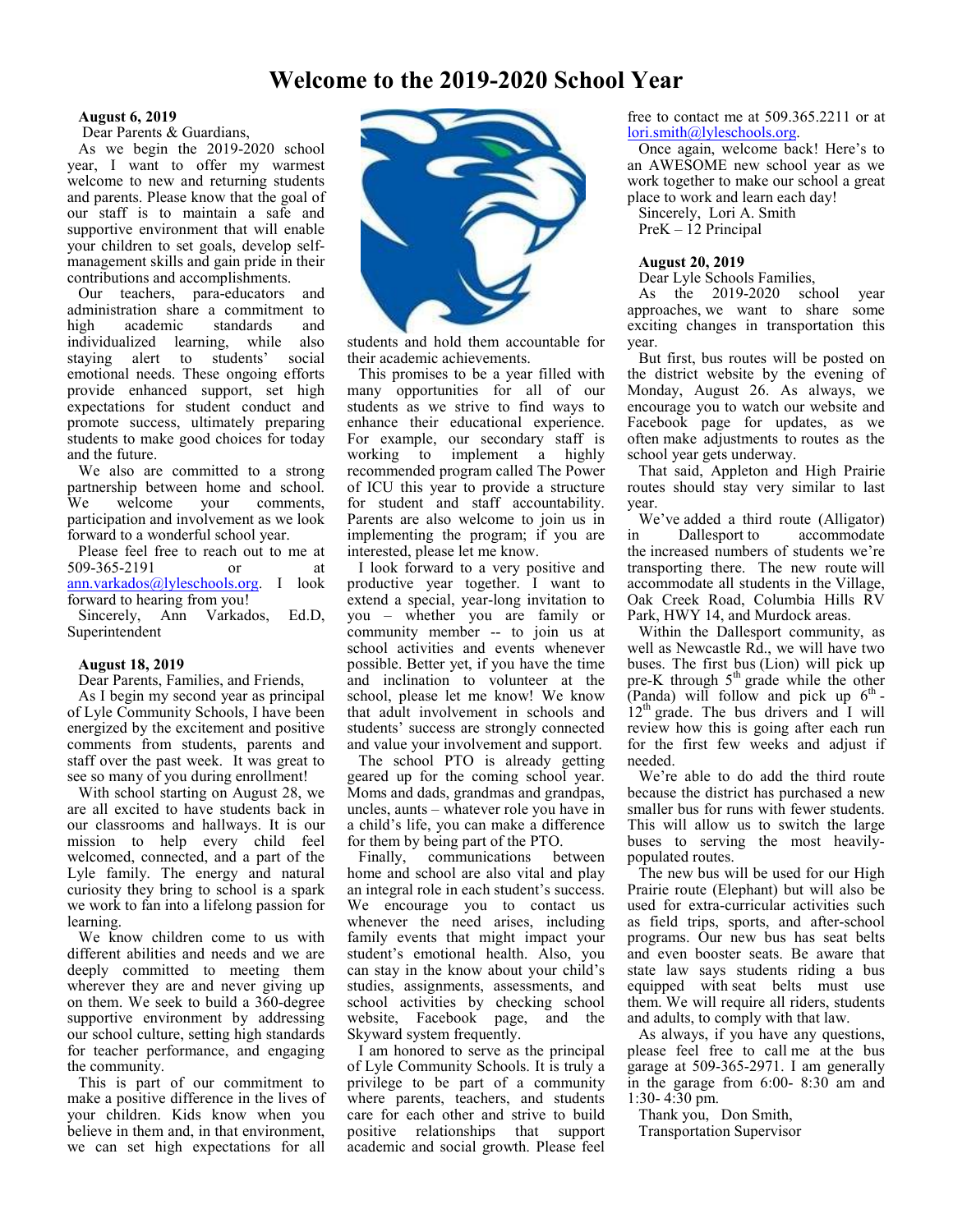# Welcome to the 2019-2020 School Year

**August 6, 2019**

Dear Parents & Guardians,

As we begin the 2019-2020 school year, I want to offer my warmest welcome to new and returning students and parents. Please know that the goal of our staff is to maintain a safe and supportive environment that will enable your children to set goals, develop self-management skills and gain pride in their contributions and accomplishments.

Our teachers, para-educators and administration share a commitment to high academic standards and individualized learning, while also staying alert to students' social emotional needs. These ongoing efforts provide enhanced support, set high expectations for student conduct and promote success, ultimately preparing students to make good choices for today and the future.

We also are committed to a strong partnership between home and school. We welcome your comments, participation and involvement as we look forward to a wonderful school year.

Please feel free to reach out to me at 509-365-2191 or at ann.varkados@lyleschools.org. I look forward to hearing from you!

Sincerely, Ann Varkados, Ed.D, Superintendent

**August 18, 2019**

Dear Parents, Families, and Friends,

As I begin my second year as principal of Lyle Community Schools, I have been energized by the excitement and positive comments from students, parents and staff over the past week. It was great to see so many of you during enrollment!

With school starting on August 28, we are all excited to have students back in our classrooms and hallways. It is our mission to help every child feel welcomed, connected, and a part of the Lyle family. The energy and natural curiosity they bring to school is a spark we work to fan into a lifelong passion for learning.

We know children come to us with different abilities and needs and we are deeply committed to meeting them wherever they are and never giving up on them. We seek to build a 360-degree supportive environment by addressing our school culture, setting high standards for teacher performance, and engaging the community.

This is part of our commitment to make a positive difference in the lives of your children. Kids know when you believe in them and, in that environment, we can set high expectations for all students and hold them accountable for their academic achievements.

This promises to be a year filled with many opportunities for all of our students as we strive to find ways to enhance their educational experience. For example, our secondary staff is working to implement a highly recommended program called The Power of ICU this year to provide a structure for student and staff accountability. Parents are also welcome to join us in implementing the program; if you are interested, please let me know.

I look forward to a very positive and productive year together. I want to extend a special, year-long invitation to you – whether you are family or community member -- to join us at school activities and events whenever possible. Better yet, if you have the time and inclination to volunteer at the school, please let me know! We know that adult involvement in schools and students' success are strongly connected and value your involvement and support.

The school PTO is already getting geared up for the coming school year. Moms and dads, grandmas and grandpas, uncles, aunts – whatever role you have in a child's life, you can make a difference for them by being part of the PTO.

Finally, communications between home and school are also vital and play an integral role in each student's success. We encourage you to contact us whenever the need arises, including family events that might impact your student's emotional health. Also, you can stay in the know about your child's studies, assignments, assessments, and school activities by checking school website, Facebook page, and the Skyward system frequently.

I am honored to serve as the principal of Lyle Community Schools. It is truly a privilege to be part of a community where parents, teachers, and students care for each other and strive to build positive relationships that support academic and social growth. Please feel free to contact me at 509.365.2211 or at lori.smith@lyleschools.org.

Once again, welcome back! Here's to an AWESOME new school year as we work together to make our school a great place to work and learn each day!

Sincerely, Lori A. Smith
PreK – 12 Principal

**August 20, 2019**

Dear Lyle Schools Families,

As the 2019-2020 school year approaches, we want to share some exciting changes in transportation this year.

But first, bus routes will be posted on the district website by the evening of Monday, August 26. As always, we encourage you to watch our website and Facebook page for updates, as we often make adjustments to routes as the school year gets underway.

That said, Appleton and High Prairie routes should stay very similar to last year.

We've added a third route (Alligator) in Dallesport to accommodate the increased numbers of students we're transporting there. The new route will accommodate all students in the Village, Oak Creek Road, Columbia Hills RV Park, HWY 14, and Murdock areas.

Within the Dallesport community, as well as Newcastle Rd., we will have two buses. The first bus (Lion) will pick up pre-K through 5th grade while the other (Panda) will follow and pick up 6th - 12th grade. The bus drivers and I will review how this is going after each run for the first few weeks and adjust if needed.

We're able to do add the third route because the district has purchased a new smaller bus for runs with fewer students. This will allow us to switch the large buses to serving the most heavily-populated routes.

The new bus will be used for our High Prairie route (Elephant) but will also be used for extra-curricular activities such as field trips, sports, and after-school programs. Our new bus has seat belts and even booster seats. Be aware that state law says students riding a bus equipped with seat belts must use them. We will require all riders, students and adults, to comply with that law.

As always, if you have any questions, please feel free to call me at the bus garage at 509-365-2971. I am generally in the garage from 6:00- 8:30 am and 1:30- 4:30 pm.

Thank you, Don Smith,
Transportation Supervisor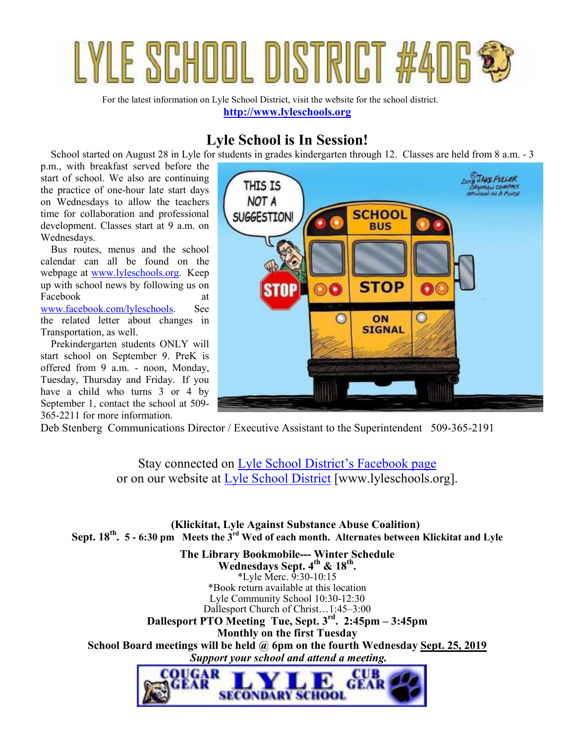# LYLE SCHOOL DISTRICT #406

For the latest information on Lyle School District, visit the website for the school district.
**http://www.lyleschools.org**

## Lyle School is In Session!

School started on August 28 in Lyle for students in grades kindergarten through 12. Classes are held from 8 a.m. - 3 p.m., with breakfast served before the start of school. We also are continuing the practice of one-hour late start days on Wednesdays to allow the teachers time for collaboration and professional development. Classes start at 9 a.m. on Wednesdays.

Bus routes, menus and the school calendar can all be found on the webpage at www.lyleschools.org. Keep up with school news by following us on Facebook at www.facebook.com/lyleschools. See the related letter about changes in Transportation, as well.

Prekindergarten students ONLY will start school on September 9. PreK is offered from 9 a.m. - noon, Monday, Tuesday, Thursday and Friday. If you have a child who turns 3 or 4 by September 1, contact the school at 509-365-2211 for more information.

Deb Stenberg Communications Director / Executive Assistant to the Superintendent 509-365-2191

Stay connected on Lyle School District's Facebook page
or on our website at Lyle School District [www.lyleschools.org].

**(Klickitat, Lyle Against Substance Abuse Coalition)**
**Sept. 18th. 5 - 6:30 pm Meets the 3rd Wed of each month. Alternates between Klickitat and Lyle**

**The Library Bookmobile--- Winter Schedule**
**Wednesdays Sept. 4th & 18th.**
*Lyle Merc. 9:30-10:15
*Book return available at this location
Lyle Community School 10:30-12:30
Dallesport Church of Christ…1:45–3:00

**Dallesport PTO Meeting Tue, Sept. 3rd. 2:45pm – 3:45pm**
**Monthly on the first Tuesday**

**School Board meetings will be held @ 6pm on the fourth Wednesday Sept. 25, 2019**
***Support your school and attend a meeting.***

COUGAR GEAR LYLE SECONDARY SCHOOL CUB GEAR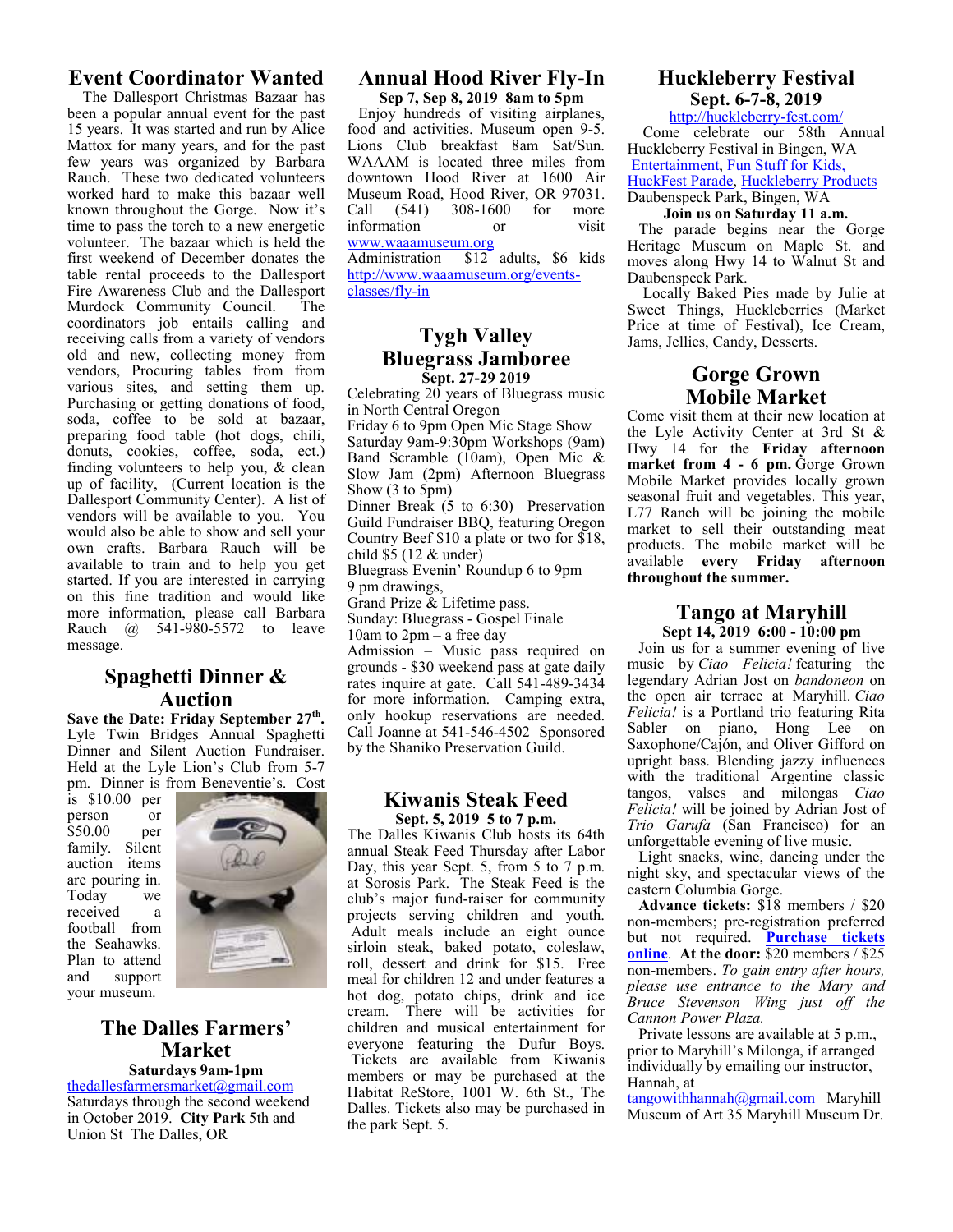## Event Coordinator Wanted

The Dallesport Christmas Bazaar has been a popular annual event for the past 15 years. It was started and run by Alice Mattox for many years, and for the past few years was organized by Barbara Rauch. These two dedicated volunteers worked hard to make this bazaar well known throughout the Gorge. Now it's time to pass the torch to a new energetic volunteer. The bazaar which is held the first weekend of December donates the table rental proceeds to the Dallesport Fire Awareness Club and the Dallesport Murdock Community Council. The coordinators job entails calling and receiving calls from a variety of vendors old and new, collecting money from vendors, Procuring tables from from various sites, and setting them up. Purchasing or getting donations of food, soda, coffee to be sold at bazaar, preparing food table (hot dogs, chili, donuts, cookies, coffee, soda, ect.) finding volunteers to help you, & clean up of facility, (Current location is the Dallesport Community Center). A list of vendors will be available to you. You would also be able to show and sell your own crafts. Barbara Rauch will be available to train and to help you get started. If you are interested in carrying on this fine tradition and would like more information, please call Barbara Rauch @ 541-980-5572 to leave message.

## Spaghetti Dinner & Auction

**Save the Date: Friday September 27th.** Lyle Twin Bridges Annual Spaghetti Dinner and Silent Auction Fundraiser. Held at the Lyle Lion's Club from 5-7 pm. Dinner is from Beneventie's. Cost is $10.00 per person or $50.00 per family. Silent auction items are pouring in. Today we received a football from the Seahawks. Plan to attend and support your museum.

## The Dalles Farmers' Market

**Saturdays 9am-1pm**

thedallesfarmersmarket@gmail.com

Saturdays through the second weekend in October 2019. **City Park** 5th and Union St The Dalles, OR

## Annual Hood River Fly-In

**Sep 7, Sep 8, 2019 8am to 5pm**

Enjoy hundreds of visiting airplanes, food and activities. Museum open 9-5. Lions Club breakfast 8am Sat/Sun. WAAAM is located three miles from downtown Hood River at 1600 Air Museum Road, Hood River, OR 97031. Call (541) 308-1600 for more information or visit www.waaamuseum.org

Administration $12 adults, $6 kids http://www.waaamuseum.org/events-classes/fly-in

## Tygh Valley Bluegrass Jamboree

**Sept. 27-29 2019**

Celebrating 20 years of Bluegrass music in North Central Oregon

Friday 6 to 9pm Open Mic Stage Show

Saturday 9am-9:30pm Workshops (9am) Band Scramble (10am), Open Mic & Slow Jam (2pm) Afternoon Bluegrass Show (3 to 5pm)

Dinner Break (5 to 6:30) Preservation Guild Fundraiser BBQ, featuring Oregon Country Beef $10 a plate or two for $18, child $5 (12 & under)

Bluegrass Evenin' Roundup 6 to 9pm

9 pm drawings,

Grand Prize & Lifetime pass.

Sunday: Bluegrass - Gospel Finale

10am to 2pm – a free day

Admission – Music pass required on grounds - $30 weekend pass at gate daily rates inquire at gate. Call 541-489-3434 for more information. Camping extra, only hookup reservations are needed. Call Joanne at 541-546-4502 Sponsored by the Shaniko Preservation Guild.

## Kiwanis Steak Feed

**Sept. 5, 2019 5 to 7 p.m.**

The Dalles Kiwanis Club hosts its 64th annual Steak Feed Thursday after Labor Day, this year Sept. 5, from 5 to 7 p.m. at Sorosis Park. The Steak Feed is the club's major fund-raiser for community projects serving children and youth. Adult meals include an eight ounce sirloin steak, baked potato, coleslaw, roll, dessert and drink for $15. Free meal for children 12 and under features a hot dog, potato chips, drink and ice cream. There will be activities for children and musical entertainment for everyone featuring the Dufur Boys. Tickets are available from Kiwanis members or may be purchased at the Habitat ReStore, 1001 W. 6th St., The Dalles. Tickets also may be purchased in the park Sept. 5.

## Huckleberry Festival Sept. 6-7-8, 2019

http://huckleberry-fest.com/

Come celebrate our 58th Annual Huckleberry Festival in Bingen, WA Entertainment, Fun Stuff for Kids, HuckFest Parade, Huckleberry Products Daubenspeck Park, Bingen, WA

**Join us on Saturday 11 a.m.**

The parade begins near the Gorge Heritage Museum on Maple St. and moves along Hwy 14 to Walnut St and Daubenspeck Park.

Locally Baked Pies made by Julie at Sweet Things, Huckleberries (Market Price at time of Festival), Ice Cream, Jams, Jellies, Candy, Desserts.

## Gorge Grown Mobile Market

Come visit them at their new location at the Lyle Activity Center at 3rd St & Hwy 14 for the **Friday afternoon market from 4 - 6 pm.** Gorge Grown Mobile Market provides locally grown seasonal fruit and vegetables. This year, L77 Ranch will be joining the mobile market to sell their outstanding meat products. The mobile market will be available **every Friday afternoon throughout the summer.**

## Tango at Maryhill

**Sept 14, 2019 6:00 - 10:00 pm**

Join us for a summer evening of live music by *Ciao Felicia!* featuring the legendary Adrian Jost on *bandoneon* on the open air terrace at Maryhill. *Ciao Felicia!* is a Portland trio featuring Rita Sabler on piano, Hong Lee on Saxophone/Cajón, and Oliver Gifford on upright bass. Blending jazzy influences with the traditional Argentine classic tangos, valses and milongas *Ciao Felicia!* will be joined by Adrian Jost of *Trio Garufa* (San Francisco) for an unforgettable evening of live music.

Light snacks, wine, dancing under the night sky, and spectacular views of the eastern Columbia Gorge.

**Advance tickets:** $18 members / $20 non-members; pre-registration preferred but not required. **Purchase tickets online**. **At the door:** $20 members / $25 non-members. *To gain entry after hours, please use entrance to the Mary and Bruce Stevenson Wing just off the Cannon Power Plaza.*

Private lessons are available at 5 p.m., prior to Maryhill's Milonga, if arranged individually by emailing our instructor, Hannah, at tangowithhannah@gmail.com Maryhill Museum of Art 35 Maryhill Museum Dr.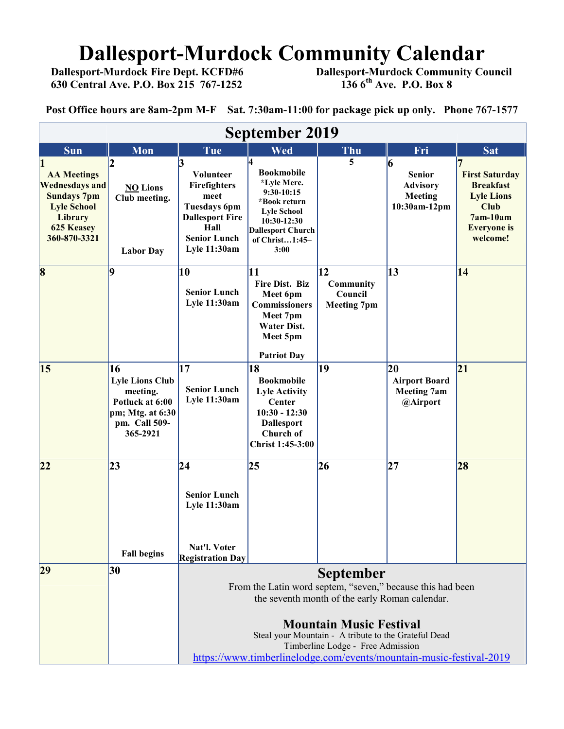# Dallesport-Murdock Community Calendar

**Dallesport-Murdock Fire Dept. KCFD#6**
**630 Central Ave. P.O. Box 215 767-1252**

**Dallesport-Murdock Community Council**
**136 6th Ave. P.O. Box 8**

**Post Office hours are 8am-2pm M-F Sat. 7:30am-11:00 for package pick up only. Phone 767-1577**

## September 2019

| Sun | Mon | Tue | Wed | Thu | Fri | Sat |
|---|---|---|---|---|---|---|
| **1** AA Meetings Wednesdays and Sundays 7pm Lyle School Library 625 Keasey 360-870-3321 | **2** NO Lions Club meeting. Labor Day | **3** Volunteer Firefighters meet Tuesdays 6pm Dallesport Fire Hall Senior Lunch Lyle 11:30am | **4** Bookmobile *Lyle Merc. 9:30-10:15 *Book return Lyle School 10:30-12:30 Dallesport Church of Christ…1:45–3:00 | **5** | **6** Senior Advisory Meeting 10:30am-12pm | **7** First Saturday Breakfast Lyle Lions Club 7am-10am Everyone is welcome! |
| **8** | **9** | **10** Senior Lunch Lyle 11:30am | **11** Fire Dist. Biz Meet 6pm Commissioners Meet 7pm Water Dist. Meet 5pm Patriot Day | **12** Community Council Meeting 7pm | **13** | **14** |
| **15** | **16** Lyle Lions Club meeting. Potluck at 6:00 pm; Mtg. at 6:30 pm. Call 509-365-2921 | **17** Senior Lunch Lyle 11:30am | **18** Bookmobile Lyle Activity Center 10:30 - 12:30 Dallesport Church of Christ 1:45-3:00 | **19** | **20** Airport Board Meeting 7am @Airport | **21** |
| **22** | **23** Fall begins | **24** Senior Lunch Lyle 11:30am Nat'l. Voter Registration Day | **25** | **26** | **27** | **28** |
| **29** | **30** | | | | | |

### September

From the Latin word septem, "seven," because this had been the seventh month of the early Roman calendar.

### Mountain Music Festival

Steal your Mountain - A tribute to the Grateful Dead
Timberline Lodge - Free Admission
https://www.timberlinelodge.com/events/mountain-music-festival-2019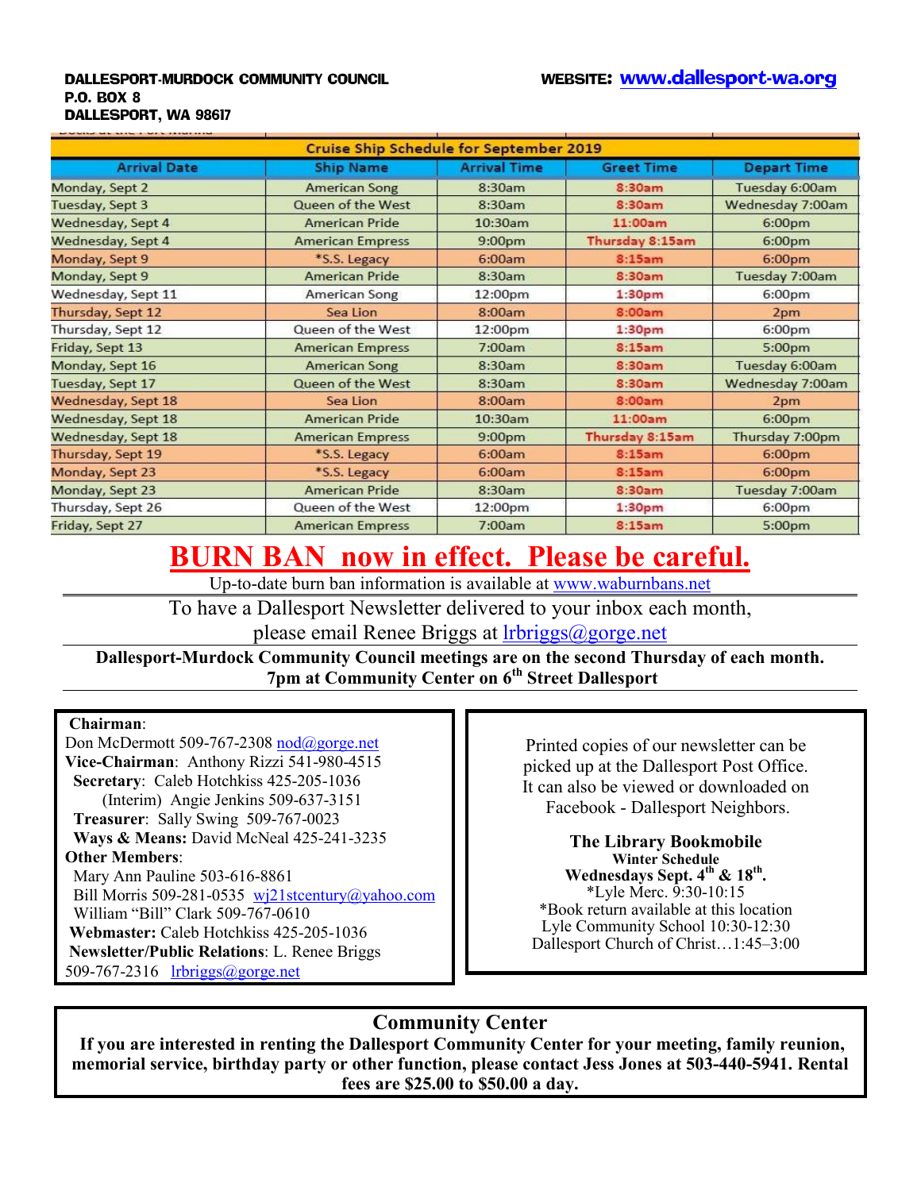**DALLESPORT-MURDOCK COMMUNITY COUNCIL**
**P.O. BOX 8**
**DALLESPORT, WA 98617**

**WEBSITE: www.dallesport-wa.org**

| Cruise Ship Schedule for September 2019 | | | | |
|---|---|---|---|---|
| **Arrival Date** | **Ship Name** | **Arrival Time** | **Greet Time** | **Depart Time** |
| Monday, Sept 2 | American Song | 8:30am | 8:30am | Tuesday 6:00am |
| Tuesday, Sept 3 | Queen of the West | 8:30am | 8:30am | Wednesday 7:00am |
| Wednesday, Sept 4 | American Pride | 10:30am | 11:00am | 6:00pm |
| Wednesday, Sept 4 | American Empress | 9:00pm | Thursday 8:15am | 6:00pm |
| Monday, Sept 9 | *S.S. Legacy | 6:00am | 8:15am | 6:00pm |
| Monday, Sept 9 | American Pride | 8:30am | 8:30am | Tuesday 7:00am |
| Wednesday, Sept 11 | American Song | 12:00pm | 1:30pm | 6:00pm |
| Thursday, Sept 12 | Sea Lion | 8:00am | 8:00am | 2pm |
| Thursday, Sept 12 | Queen of the West | 12:00pm | 1:30pm | 6:00pm |
| Friday, Sept 13 | American Empress | 7:00am | 8:15am | 5:00pm |
| Monday, Sept 16 | American Song | 8:30am | 8:30am | Tuesday 6:00am |
| Tuesday, Sept 17 | Queen of the West | 8:30am | 8:30am | Wednesday 7:00am |
| Wednesday, Sept 18 | Sea Lion | 8:00am | 8:00am | 2pm |
| Wednesday, Sept 18 | American Pride | 10:30am | 11:00am | 6:00pm |
| Wednesday, Sept 18 | American Empress | 9:00pm | Thursday 8:15am | Thursday 7:00pm |
| Thursday, Sept 19 | *S.S. Legacy | 6:00am | 8:15am | 6:00pm |
| Monday, Sept 23 | *S.S. Legacy | 6:00am | 8:15am | 6:00pm |
| Monday, Sept 23 | American Pride | 8:30am | 8:30am | Tuesday 7:00am |
| Thursday, Sept 26 | Queen of the West | 12:00pm | 1:30pm | 6:00pm |
| Friday, Sept 27 | American Empress | 7:00am | 8:15am | 5:00pm |

# BURN BAN now in effect. Please be careful.

Up-to-date burn ban information is available at www.waburnbans.net

To have a Dallesport Newsletter delivered to your inbox each month, please email Renee Briggs at lrbriggs@gorge.net

**Dallesport-Murdock Community Council meetings are on the second Thursday of each month. 7pm at Community Center on 6th Street Dallesport**

**Chairman**:
Don McDermott 509-767-2308 nod@gorge.net
**Vice-Chairman**: Anthony Rizzi 541-980-4515
**Secretary**: Caleb Hotchkiss 425-205-1036
(Interim) Angie Jenkins 509-637-3151
**Treasurer**: Sally Swing 509-767-0023
**Ways & Means:** David McNeal 425-241-3235
**Other Members**:
Mary Ann Pauline 503-616-8861
Bill Morris 509-281-0535 wj21stcentury@yahoo.com
William "Bill" Clark 509-767-0610
**Webmaster:** Caleb Hotchkiss 425-205-1036
**Newsletter/Public Relations**: L. Renee Briggs
509-767-2316 lrbriggs@gorge.net

Printed copies of our newsletter can be picked up at the Dallesport Post Office. It can also be viewed or downloaded on Facebook - Dallesport Neighbors.

**The Library Bookmobile**
**Winter Schedule**
**Wednesdays Sept. 4th & 18th.**
*Lyle Merc. 9:30-10:15
*Book return available at this location
Lyle Community School 10:30-12:30
Dallesport Church of Christ…1:45–3:00

## Community Center

**If you are interested in renting the Dallesport Community Center for your meeting, family reunion, memorial service, birthday party or other function, please contact Jess Jones at 503-440-5941. Rental fees are $25.00 to $50.00 a day.**